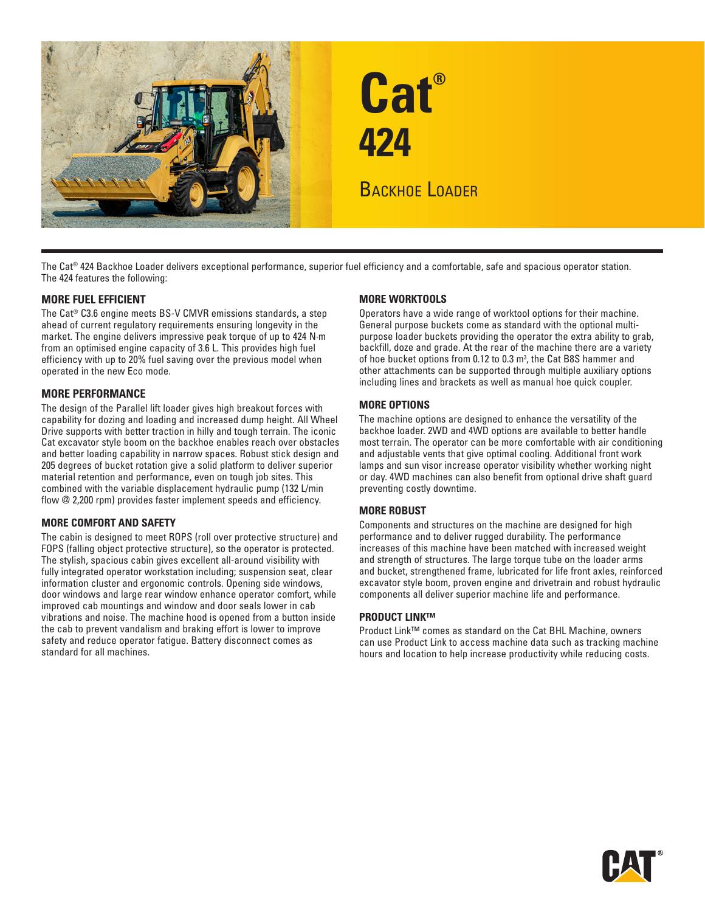# Cat® 424

## Backhoe Loader

The Cat® 424 Backhoe Loader delivers exceptional performance, superior fuel efficiency and a comfortable, safe and spacious operator station. The 424 features the following:

### MORE FUEL EFFICIENT

The Cat® C3.6 engine meets BS-V CMVR emissions standards, a step ahead of current regulatory requirements ensuring longevity in the market. The engine delivers impressive peak torque of up to 424 N·m from an optimised engine capacity of 3.6 L. This provides high fuel efficiency with up to 20% fuel saving over the previous model when operated in the new Eco mode.

### MORE PERFORMANCE

The design of the Parallel lift loader gives high breakout forces with capability for dozing and loading and increased dump height. All Wheel Drive supports with better traction in hilly and tough terrain. The iconic Cat excavator style boom on the backhoe enables reach over obstacles and better loading capability in narrow spaces. Robust stick design and 205 degrees of bucket rotation give a solid platform to deliver superior material retention and performance, even on tough job sites. This combined with the variable displacement hydraulic pump (132 L/min flow @ 2,200 rpm) provides faster implement speeds and efficiency.

### MORE COMFORT AND SAFETY

The cabin is designed to meet ROPS (roll over protective structure) and FOPS (falling object protective structure), so the operator is protected. The stylish, spacious cabin gives excellent all-around visibility with fully integrated operator workstation including; suspension seat, clear information cluster and ergonomic controls. Opening side windows, door windows and large rear window enhance operator comfort, while improved cab mountings and window and door seals lower in cab vibrations and noise. The machine hood is opened from a button inside the cab to prevent vandalism and braking effort is lower to improve safety and reduce operator fatigue. Battery disconnect comes as standard for all machines.

### MORE WORKTOOLS

Operators have a wide range of worktool options for their machine. General purpose buckets come as standard with the optional multi-purpose loader buckets providing the operator the extra ability to grab, backfill, doze and grade. At the rear of the machine there are a variety of hoe bucket options from 0.12 to 0.3 m³, the Cat B8S hammer and other attachments can be supported through multiple auxiliary options including lines and brackets as well as manual hoe quick coupler.

### MORE OPTIONS

The machine options are designed to enhance the versatility of the backhoe loader. 2WD and 4WD options are available to better handle most terrain. The operator can be more comfortable with air conditioning and adjustable vents that give optimal cooling. Additional front work lamps and sun visor increase operator visibility whether working night or day. 4WD machines can also benefit from optional drive shaft guard preventing costly downtime.

### MORE ROBUST

Components and structures on the machine are designed for high performance and to deliver rugged durability. The performance increases of this machine have been matched with increased weight and strength of structures. The large torque tube on the loader arms and bucket, strengthened frame, lubricated for life front axles, reinforced excavator style boom, proven engine and drivetrain and robust hydraulic components all deliver superior machine life and performance.

### PRODUCT LINK™

Product Link™ comes as standard on the Cat BHL Machine, owners can use Product Link to access machine data such as tracking machine hours and location to help increase productivity while reducing costs.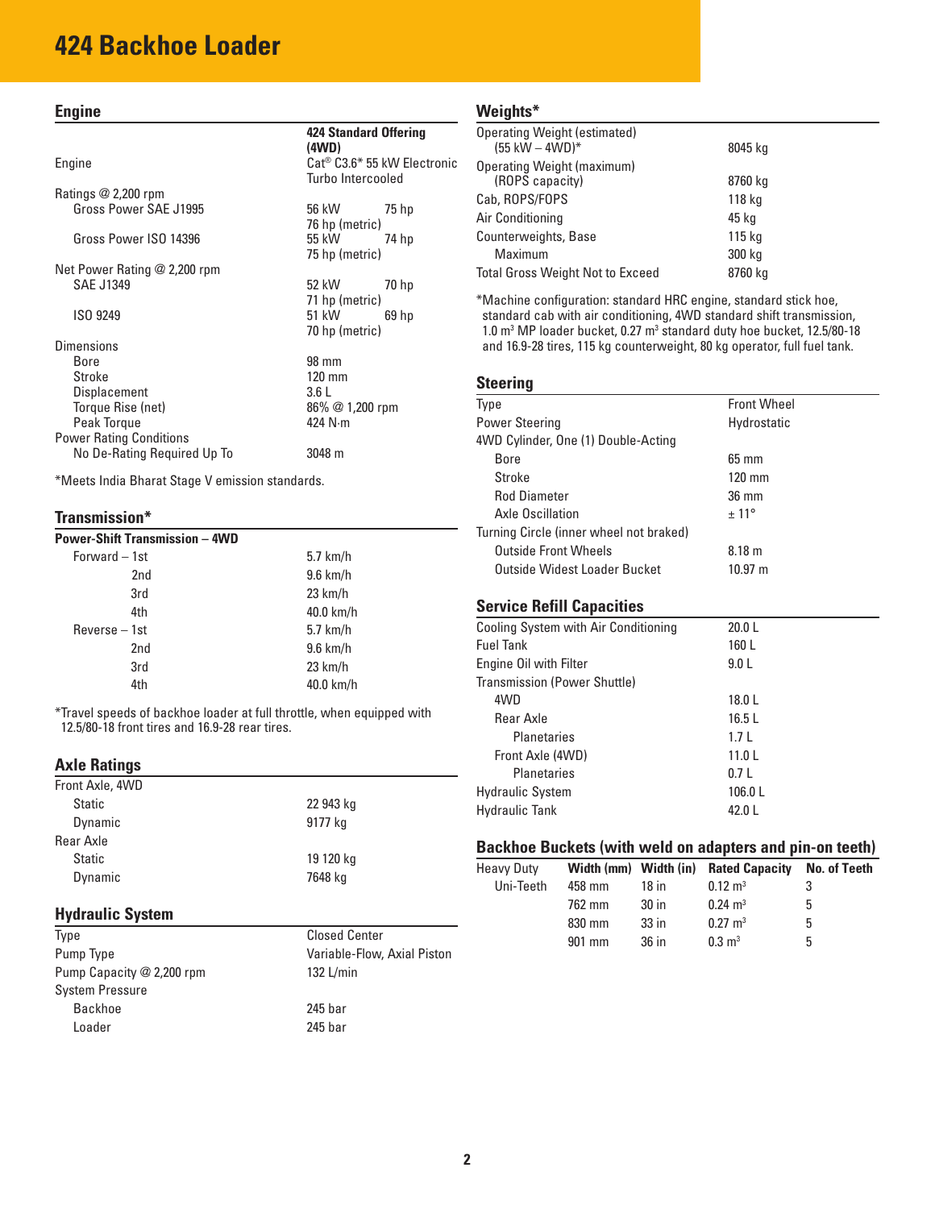# 424 Backhoe Loader

## Engine

| | 424 Standard Offering (4WD) | |
|---|---|---|
| Engine | Cat® C3.6* 55 kW Electronic Turbo Intercooled | |
| Ratings @ 2,200 rpm | | |
| Gross Power SAE J1995 | 56 kW | 75 hp |
| | 76 hp (metric) | |
| Gross Power ISO 14396 | 55 kW | 74 hp |
| | 75 hp (metric) | |
| Net Power Rating @ 2,200 rpm | | |
| SAE J1349 | 52 kW | 70 hp |
| | 71 hp (metric) | |
| ISO 9249 | 51 kW | 69 hp |
| | 70 hp (metric) | |
| Dimensions | | |
| Bore | 98 mm | |
| Stroke | 120 mm | |
| Displacement | 3.6 L | |
| Torque Rise (net) | 86% @ 1,200 rpm | |
| Peak Torque | 424 N·m | |
| Power Rating Conditions | | |
| No De-Rating Required Up To | 3048 m | |

*Meets India Bharat Stage V emission standards.

## Transmission*

| Power-Shift Transmission – 4WD | |
|---|---|
| Forward – 1st | 5.7 km/h |
| 2nd | 9.6 km/h |
| 3rd | 23 km/h |
| 4th | 40.0 km/h |
| Reverse – 1st | 5.7 km/h |
| 2nd | 9.6 km/h |
| 3rd | 23 km/h |
| 4th | 40.0 km/h |

*Travel speeds of backhoe loader at full throttle, when equipped with 12.5/80-18 front tires and 16.9-28 rear tires.

## Axle Ratings

| | |
|---|---|
| Front Axle, 4WD | |
| Static | 22 943 kg |
| Dynamic | 9177 kg |
| Rear Axle | |
| Static | 19 120 kg |
| Dynamic | 7648 kg |

## Hydraulic System

| | |
|---|---|
| Type | Closed Center |
| Pump Type | Variable-Flow, Axial Piston |
| Pump Capacity @ 2,200 rpm | 132 L/min |
| System Pressure | |
| Backhoe | 245 bar |
| Loader | 245 bar |

## Weights*

| | |
|---|---|
| Operating Weight (estimated) (55 kW – 4WD)* | 8045 kg |
| Operating Weight (maximum) (ROPS capacity) | 8760 kg |
| Cab, ROPS/FOPS | 118 kg |
| Air Conditioning | 45 kg |
| Counterweights, Base | 115 kg |
| Maximum | 300 kg |
| Total Gross Weight Not to Exceed | 8760 kg |

*Machine configuration: standard HRC engine, standard stick hoe, standard cab with air conditioning, 4WD standard shift transmission, 1.0 $m^3$ MP loader bucket, 0.27 $m^3$ standard duty hoe bucket, 12.5/80-18 and 16.9-28 tires, 115 kg counterweight, 80 kg operator, full fuel tank.

## Steering

| | |
|---|---|
| Type | Front Wheel |
| Power Steering | Hydrostatic |
| 4WD Cylinder, One (1) Double-Acting | |
| Bore | 65 mm |
| Stroke | 120 mm |
| Rod Diameter | 36 mm |
| Axle Oscillation | ± 11° |
| Turning Circle (inner wheel not braked) | |
| Outside Front Wheels | 8.18 m |
| Outside Widest Loader Bucket | 10.97 m |

## Service Refill Capacities

| | |
|---|---|
| Cooling System with Air Conditioning | 20.0 L |
| Fuel Tank | 160 L |
| Engine Oil with Filter | 9.0 L |
| Transmission (Power Shuttle) | |
| 4WD | 18.0 L |
| Rear Axle | 16.5 L |
| Planetaries | 1.7 L |
| Front Axle (4WD) | 11.0 L |
| Planetaries | 0.7 L |
| Hydraulic System | 106.0 L |
| Hydraulic Tank | 42.0 L |

## Backhoe Buckets (with weld on adapters and pin-on teeth)

| Heavy Duty | Width (mm) | Width (in) | Rated Capacity | No. of Teeth |
|---|---|---|---|---|
| Uni-Teeth | 458 mm | 18 in | 0.12 $m^3$ | 3 |
| | 762 mm | 30 in | 0.24 $m^3$ | 5 |
| | 830 mm | 33 in | 0.27 $m^3$ | 5 |
| | 901 mm | 36 in | 0.3 $m^3$ | 5 |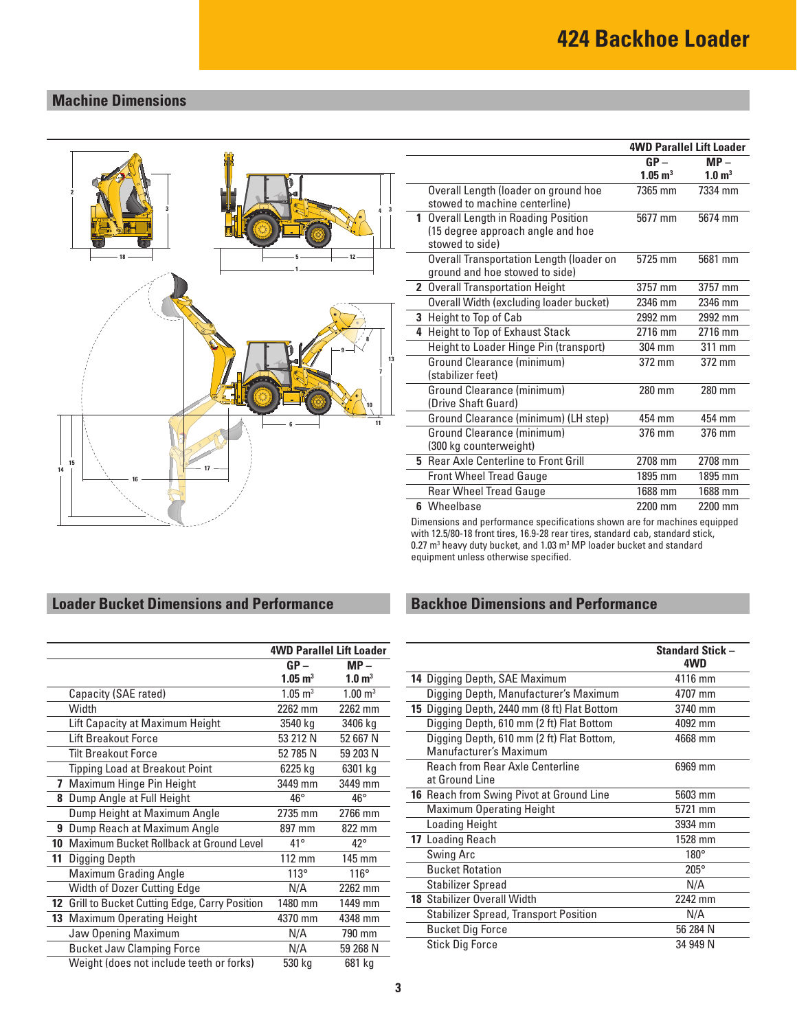# 424 Backhoe Loader

## Machine Dimensions

| | 4WD Parallel Lift Loader | |
|---|---|---|
| | GP – 1.05 $m^3$ | MP – 1.0 $m^3$ |
| Overall Length (loader on ground hoe stowed to machine centerline) | 7365 mm | 7334 mm |
| **1** Overall Length in Roading Position (15 degree approach angle and hoe stowed to side) | 5677 mm | 5674 mm |
| Overall Transportation Length (loader on ground and hoe stowed to side) | 5725 mm | 5681 mm |
| **2** Overall Transportation Height | 3757 mm | 3757 mm |
| Overall Width (excluding loader bucket) | 2346 mm | 2346 mm |
| **3** Height to Top of Cab | 2992 mm | 2992 mm |
| **4** Height to Top of Exhaust Stack | 2716 mm | 2716 mm |
| Height to Loader Hinge Pin (transport) | 304 mm | 311 mm |
| Ground Clearance (minimum) (stabilizer feet) | 372 mm | 372 mm |
| Ground Clearance (minimum) (Drive Shaft Guard) | 280 mm | 280 mm |
| Ground Clearance (minimum) (LH step) | 454 mm | 454 mm |
| Ground Clearance (minimum) (300 kg counterweight) | 376 mm | 376 mm |
| **5** Rear Axle Centerline to Front Grill | 2708 mm | 2708 mm |
| Front Wheel Tread Gauge | 1895 mm | 1895 mm |
| Rear Wheel Tread Gauge | 1688 mm | 1688 mm |
| **6** Wheelbase | 2200 mm | 2200 mm |

Dimensions and performance specifications shown are for machines equipped with 12.5/80-18 front tires, 16.9-28 rear tires, standard cab, standard stick, 0.27 $m^3$ heavy duty bucket, and 1.03 $m^3$ MP loader bucket and standard equipment unless otherwise specified.

## Loader Bucket Dimensions and Performance

| | 4WD Parallel Lift Loader | |
|---|---|---|
| | GP – 1.05 $m^3$ | MP – 1.0 $m^3$ |
| Capacity (SAE rated) | 1.05 $m^3$ | 1.00 $m^3$ |
| Width | 2262 mm | 2262 mm |
| Lift Capacity at Maximum Height | 3540 kg | 3406 kg |
| Lift Breakout Force | 53 212 N | 52 667 N |
| Tilt Breakout Force | 52 785 N | 59 203 N |
| Tipping Load at Breakout Point | 6225 kg | 6301 kg |
| **7** Maximum Hinge Pin Height | 3449 mm | 3449 mm |
| **8** Dump Angle at Full Height | 46° | 46° |
| Dump Height at Maximum Angle | 2735 mm | 2766 mm |
| **9** Dump Reach at Maximum Angle | 897 mm | 822 mm |
| **10** Maximum Bucket Rollback at Ground Level | 41° | 42° |
| **11** Digging Depth | 112 mm | 145 mm |
| Maximum Grading Angle | 113° | 116° |
| Width of Dozer Cutting Edge | N/A | 2262 mm |
| **12** Grill to Bucket Cutting Edge, Carry Position | 1480 mm | 1449 mm |
| **13** Maximum Operating Height | 4370 mm | 4348 mm |
| Jaw Opening Maximum | N/A | 790 mm |
| Bucket Jaw Clamping Force | N/A | 59 268 N |
| Weight (does not include teeth or forks) | 530 kg | 681 kg |

## Backhoe Dimensions and Performance

| | Standard Stick – 4WD |
|---|---|
| **14** Digging Depth, SAE Maximum | 4116 mm |
| Digging Depth, Manufacturer's Maximum | 4707 mm |
| **15** Digging Depth, 2440 mm (8 ft) Flat Bottom | 3740 mm |
| Digging Depth, 610 mm (2 ft) Flat Bottom | 4092 mm |
| Digging Depth, 610 mm (2 ft) Flat Bottom, Manufacturer's Maximum | 4668 mm |
| Reach from Rear Axle Centerline at Ground Line | 6969 mm |
| **16** Reach from Swing Pivot at Ground Line | 5603 mm |
| Maximum Operating Height | 5721 mm |
| Loading Height | 3934 mm |
| **17** Loading Reach | 1528 mm |
| Swing Arc | 180° |
| Bucket Rotation | 205° |
| Stabilizer Spread | N/A |
| **18** Stabilizer Overall Width | 2242 mm |
| Stabilizer Spread, Transport Position | N/A |
| Bucket Dig Force | 56 284 N |
| Stick Dig Force | 34 949 N |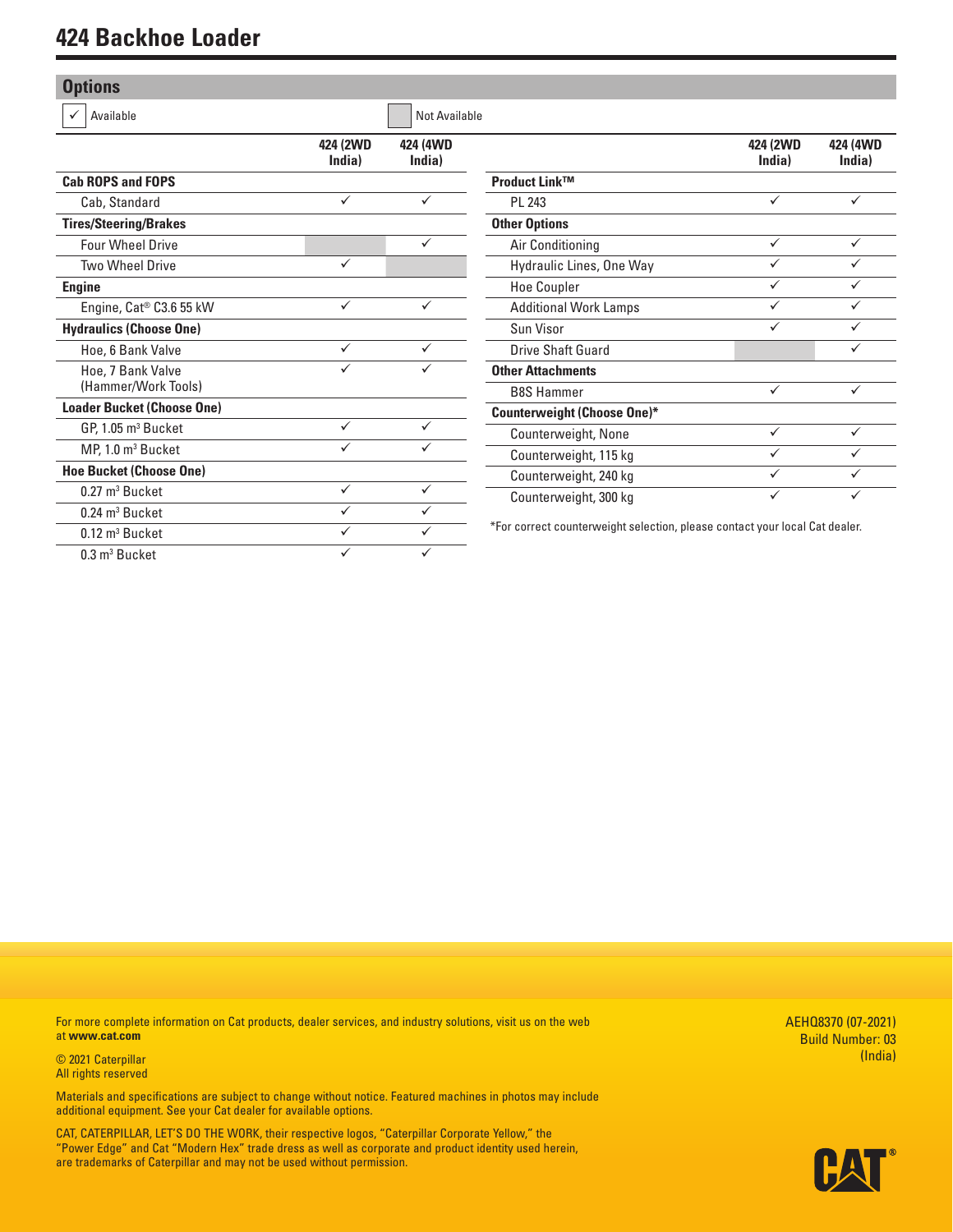# 424 Backhoe Loader

## Options

✓ Available | Not Available (shaded)

| | 424 (2WD India) | 424 (4WD India) |
|---|---|---|
| **Cab ROPS and FOPS** | | |
| Cab, Standard | ✓ | ✓ |
| **Tires/Steering/Brakes** | | |
| Four Wheel Drive | | ✓ |
| Two Wheel Drive | ✓ | |
| **Engine** | | |
| Engine, Cat® C3.6 55 kW | ✓ | ✓ |
| **Hydraulics (Choose One)** | | |
| Hoe, 6 Bank Valve | ✓ | ✓ |
| Hoe, 7 Bank Valve (Hammer/Work Tools) | ✓ | ✓ |
| **Loader Bucket (Choose One)** | | |
| GP, 1.05 m³ Bucket | ✓ | ✓ |
| MP, 1.0 m³ Bucket | ✓ | ✓ |
| **Hoe Bucket (Choose One)** | | |
| 0.27 m³ Bucket | ✓ | ✓ |
| 0.24 m³ Bucket | ✓ | ✓ |
| 0.12 m³ Bucket | ✓ | ✓ |
| 0.3 m³ Bucket | ✓ | ✓ |
| **Product Link™** | | |
| PL 243 | ✓ | ✓ |
| **Other Options** | | |
| Air Conditioning | ✓ | ✓ |
| Hydraulic Lines, One Way | ✓ | ✓ |
| Hoe Coupler | ✓ | ✓ |
| Additional Work Lamps | ✓ | ✓ |
| Sun Visor | ✓ | ✓ |
| Drive Shaft Guard | | ✓ |
| **Other Attachments** | | |
| B8S Hammer | ✓ | ✓ |
| **Counterweight (Choose One)*** | | |
| Counterweight, None | ✓ | ✓ |
| Counterweight, 115 kg | ✓ | ✓ |
| Counterweight, 240 kg | ✓ | ✓ |
| Counterweight, 300 kg | ✓ | ✓ |

*For correct counterweight selection, please contact your local Cat dealer.

For more complete information on Cat products, dealer services, and industry solutions, visit us on the web at **www.cat.com**

© 2021 Caterpillar
All rights reserved

Materials and specifications are subject to change without notice. Featured machines in photos may include additional equipment. See your Cat dealer for available options.

CAT, CATERPILLAR, LET'S DO THE WORK, their respective logos, "Caterpillar Corporate Yellow," the "Power Edge" and Cat "Modern Hex" trade dress as well as corporate and product identity used herein, are trademarks of Caterpillar and may not be used without permission.

AEHQ8370 (07-2021)
Build Number: 03
(India)

CAT®